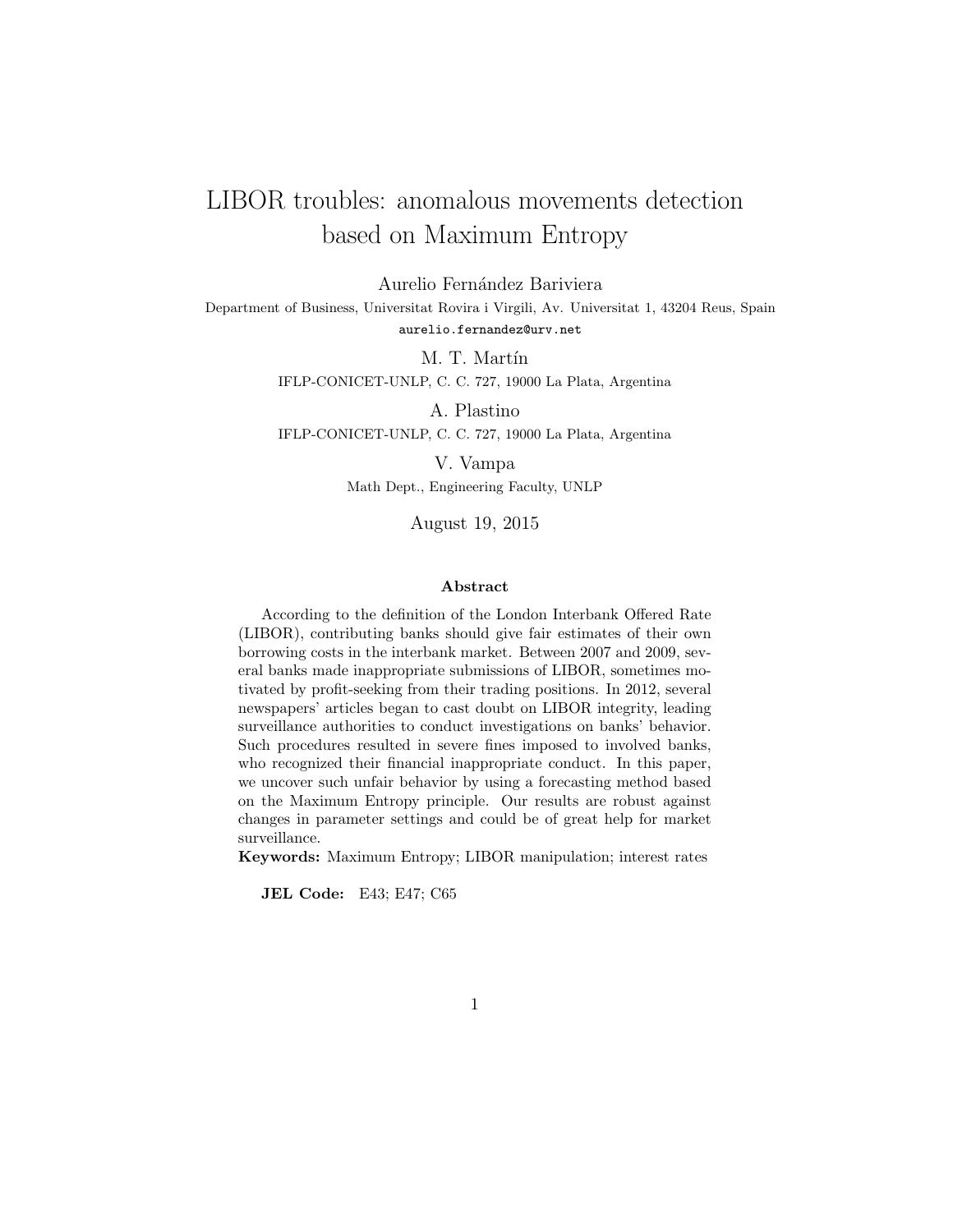# LIBOR troubles: anomalous movements detection based on Maximum Entropy

Aurelio Fernández Bariviera

Department of Business, Universitat Rovira i Virgili, Av. Universitat 1, 43204 Reus, Spain

aurelio.fernandez@urv.net

M. T. Martín

IFLP-CONICET-UNLP, C. C. 727, 19000 La Plata, Argentina

A. Plastino

IFLP-CONICET-UNLP, C. C. 727, 19000 La Plata, Argentina

V. Vampa

Math Dept., Engineering Faculty, UNLP

August 19, 2015

### Abstract

According to the definition of the London Interbank Offered Rate (LIBOR), contributing banks should give fair estimates of their own borrowing costs in the interbank market. Between 2007 and 2009, several banks made inappropriate submissions of LIBOR, sometimes motivated by profit-seeking from their trading positions. In 2012, several newspapers' articles began to cast doubt on LIBOR integrity, leading surveillance authorities to conduct investigations on banks' behavior. Such procedures resulted in severe fines imposed to involved banks, who recognized their financial inappropriate conduct. In this paper, we uncover such unfair behavior by using a forecasting method based on the Maximum Entropy principle. Our results are robust against changes in parameter settings and could be of great help for market surveillance.

**Keywords:** Maximum Entropy; LIBOR manipulation; interest rates

**JEL Code:** E43; E47; C65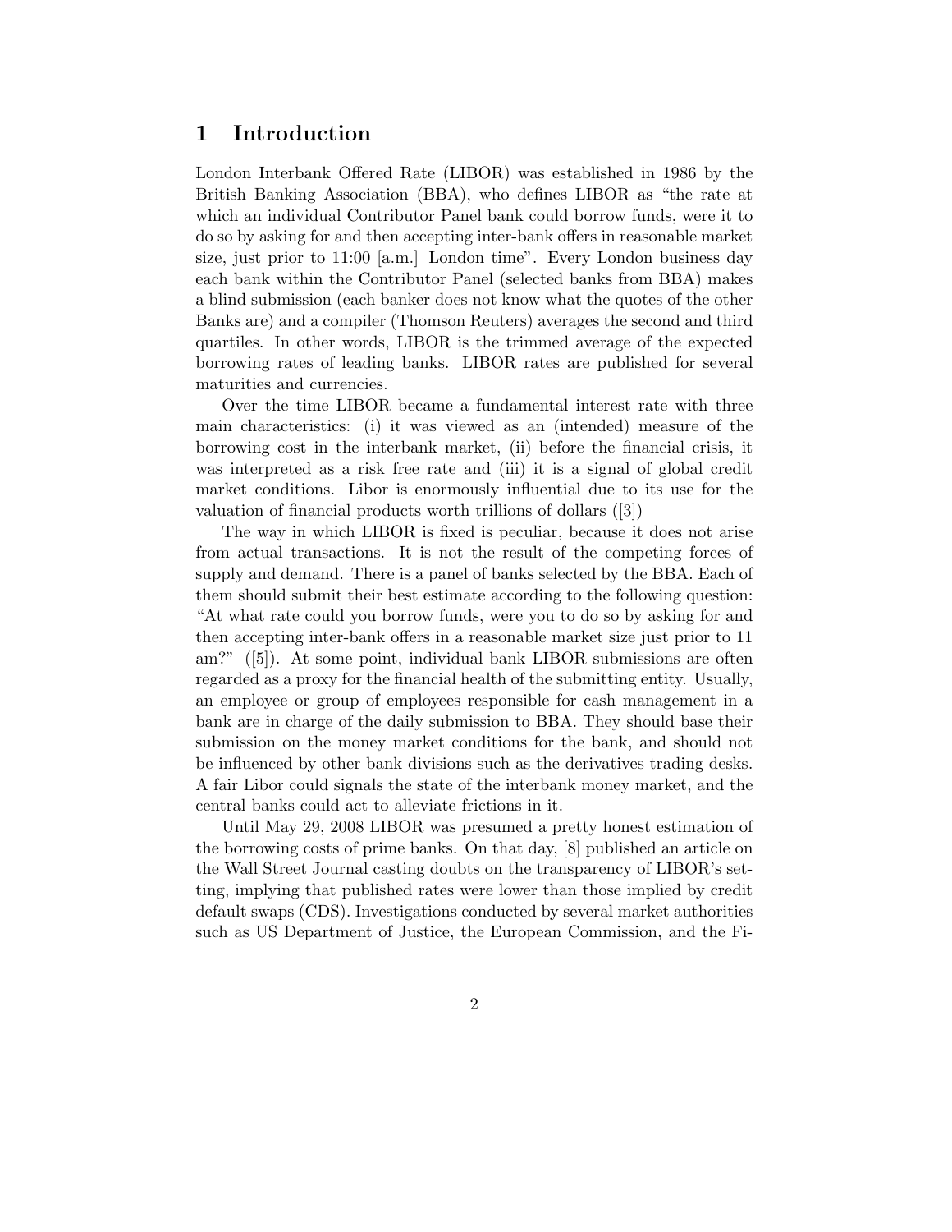# 1 Introduction

London Interbank Offered Rate (LIBOR) was established in 1986 by the British Banking Association (BBA), who defines LIBOR as "the rate at which an individual Contributor Panel bank could borrow funds, were it to do so by asking for and then accepting inter-bank offers in reasonable market size, just prior to 11:00 [a.m.] London time". Every London business day each bank within the Contributor Panel (selected banks from BBA) makes a blind submission (each banker does not know what the quotes of the other Banks are) and a compiler (Thomson Reuters) averages the second and third quartiles. In other words, LIBOR is the trimmed average of the expected borrowing rates of leading banks. LIBOR rates are published for several maturities and currencies.

Over the time LIBOR became a fundamental interest rate with three main characteristics: (i) it was viewed as an (intended) measure of the borrowing cost in the interbank market, (ii) before the financial crisis, it was interpreted as a risk free rate and (iii) it is a signal of global credit market conditions. Libor is enormously influential due to its use for the valuation of financial products worth trillions of dollars ([3])

The way in which LIBOR is fixed is peculiar, because it does not arise from actual transactions. It is not the result of the competing forces of supply and demand. There is a panel of banks selected by the BBA. Each of them should submit their best estimate according to the following question: "At what rate could you borrow funds, were you to do so by asking for and then accepting inter-bank offers in a reasonable market size just prior to 11 am?" ([5]). At some point, individual bank LIBOR submissions are often regarded as a proxy for the financial health of the submitting entity. Usually, an employee or group of employees responsible for cash management in a bank are in charge of the daily submission to BBA. They should base their submission on the money market conditions for the bank, and should not be influenced by other bank divisions such as the derivatives trading desks. A fair Libor could signals the state of the interbank money market, and the central banks could act to alleviate frictions in it.

Until May 29, 2008 LIBOR was presumed a pretty honest estimation of the borrowing costs of prime banks. On that day, [8] published an article on the Wall Street Journal casting doubts on the transparency of LIBOR's setting, implying that published rates were lower than those implied by credit default swaps (CDS). Investigations conducted by several market authorities such as US Department of Justice, the European Commission, and the Fi-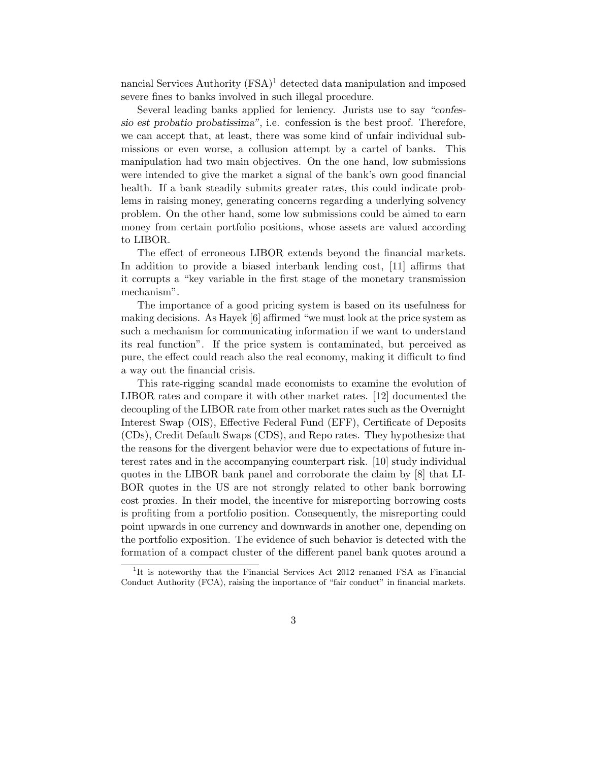nancial Services Authority (FSA)[1] detected data manipulation and imposed severe fines to banks involved in such illegal procedure.

Several leading banks applied for leniency. Jurists use to say *"confessio est probatio probatissima"*, i.e. confession is the best proof. Therefore, we can accept that, at least, there was some kind of unfair individual submissions or even worse, a collusion attempt by a cartel of banks. This manipulation had two main objectives. On the one hand, low submissions were intended to give the market a signal of the bank's own good financial health. If a bank steadily submits greater rates, this could indicate problems in raising money, generating concerns regarding a underlying solvency problem. On the other hand, some low submissions could be aimed to earn money from certain portfolio positions, whose assets are valued according to LIBOR.

The effect of erroneous LIBOR extends beyond the financial markets. In addition to provide a biased interbank lending cost, [11] affirms that it corrupts a "key variable in the first stage of the monetary transmission mechanism".

The importance of a good pricing system is based on its usefulness for making decisions. As Hayek [6] affirmed "we must look at the price system as such a mechanism for communicating information if we want to understand its real function". If the price system is contaminated, but perceived as pure, the effect could reach also the real economy, making it difficult to find a way out the financial crisis.

This rate-rigging scandal made economists to examine the evolution of LIBOR rates and compare it with other market rates. [12] documented the decoupling of the LIBOR rate from other market rates such as the Overnight Interest Swap (OIS), Effective Federal Fund (EFF), Certificate of Deposits (CDs), Credit Default Swaps (CDS), and Repo rates. They hypothesize that the reasons for the divergent behavior were due to expectations of future interest rates and in the accompanying counterpart risk. [10] study individual quotes in the LIBOR bank panel and corroborate the claim by [8] that LIBOR quotes in the US are not strongly related to other bank borrowing cost proxies. In their model, the incentive for misreporting borrowing costs is profiting from a portfolio position. Consequently, the misreporting could point upwards in one currency and downwards in another one, depending on the portfolio exposition. The evidence of such behavior is detected with the formation of a compact cluster of the different panel bank quotes around a

[1] It is noteworthy that the Financial Services Act 2012 renamed FSA as Financial Conduct Authority (FCA), raising the importance of "fair conduct" in financial markets.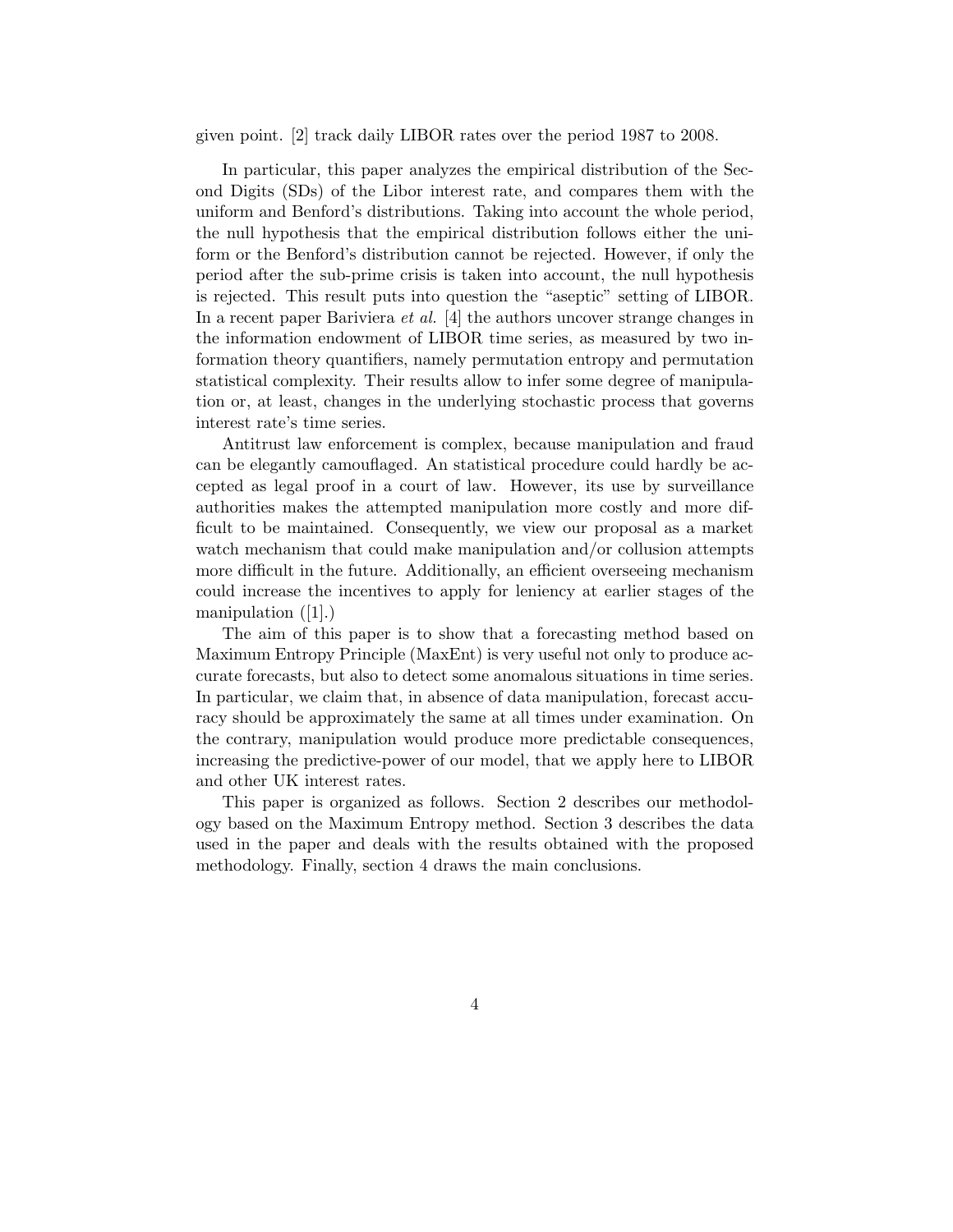given point. [2] track daily LIBOR rates over the period 1987 to 2008.

In particular, this paper analyzes the empirical distribution of the Second Digits (SDs) of the Libor interest rate, and compares them with the uniform and Benford's distributions. Taking into account the whole period, the null hypothesis that the empirical distribution follows either the uniform or the Benford's distribution cannot be rejected. However, if only the period after the sub-prime crisis is taken into account, the null hypothesis is rejected. This result puts into question the "aseptic" setting of LIBOR. In a recent paper Bariviera *et al.* [4] the authors uncover strange changes in the information endowment of LIBOR time series, as measured by two information theory quantifiers, namely permutation entropy and permutation statistical complexity. Their results allow to infer some degree of manipulation or, at least, changes in the underlying stochastic process that governs interest rate's time series.

Antitrust law enforcement is complex, because manipulation and fraud can be elegantly camouflaged. An statistical procedure could hardly be accepted as legal proof in a court of law. However, its use by surveillance authorities makes the attempted manipulation more costly and more difficult to be maintained. Consequently, we view our proposal as a market watch mechanism that could make manipulation and/or collusion attempts more difficult in the future. Additionally, an efficient overseeing mechanism could increase the incentives to apply for leniency at earlier stages of the manipulation ([1].)

The aim of this paper is to show that a forecasting method based on Maximum Entropy Principle (MaxEnt) is very useful not only to produce accurate forecasts, but also to detect some anomalous situations in time series. In particular, we claim that, in absence of data manipulation, forecast accuracy should be approximately the same at all times under examination. On the contrary, manipulation would produce more predictable consequences, increasing the predictive-power of our model, that we apply here to LIBOR and other UK interest rates.

This paper is organized as follows. Section 2 describes our methodology based on the Maximum Entropy method. Section 3 describes the data used in the paper and deals with the results obtained with the proposed methodology. Finally, section 4 draws the main conclusions.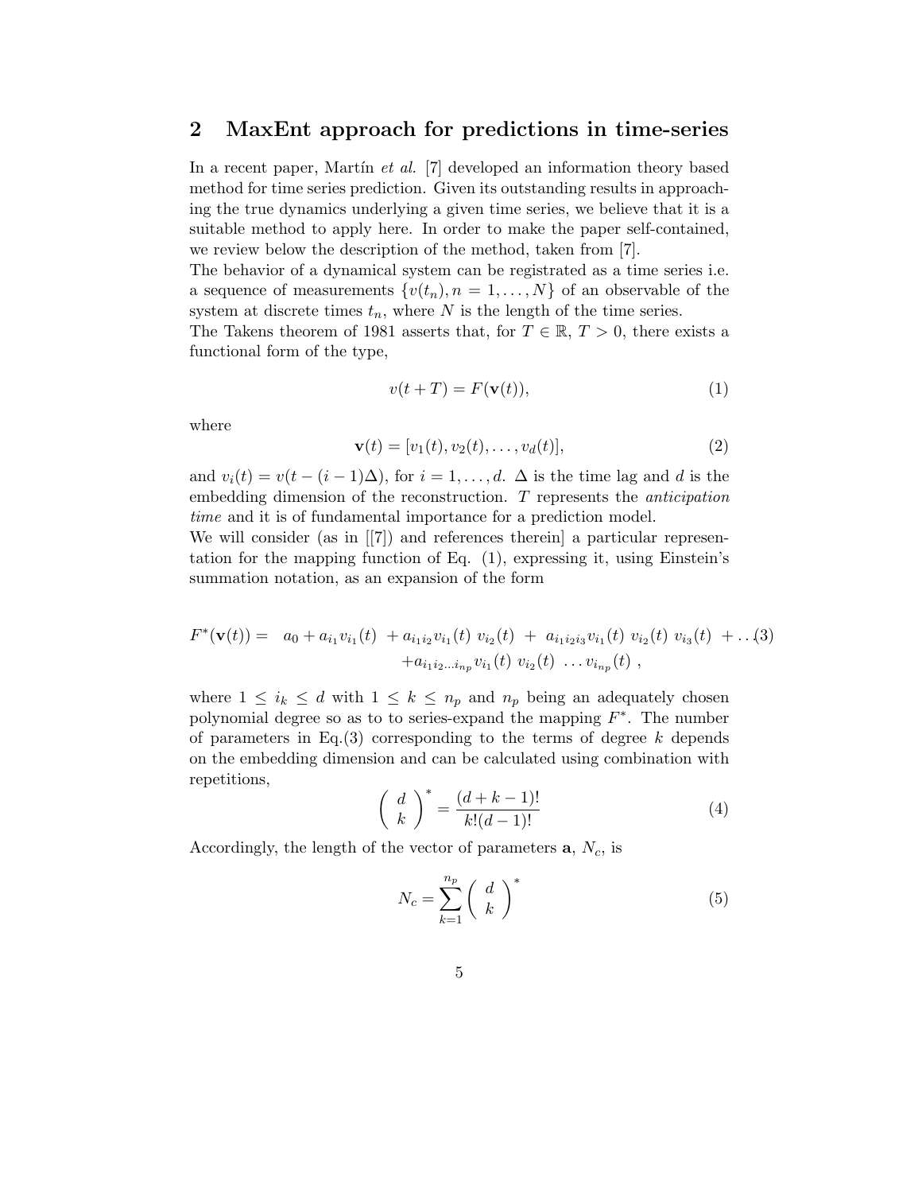## 2 MaxEnt approach for predictions in time-series

In a recent paper, Martín *et al.* [7] developed an information theory based method for time series prediction. Given its outstanding results in approaching the true dynamics underlying a given time series, we believe that it is a suitable method to apply here. In order to make the paper self-contained, we review below the description of the method, taken from [7].

The behavior of a dynamical system can be registrated as a time series i.e. a sequence of measurements $\{v(t_n), n = 1, \ldots, N\}$ of an observable of the system at discrete times $t_n$, where $N$ is the length of the time series.

The Takens theorem of 1981 asserts that, for $T \in \mathbb{R}$, $T > 0$, there exists a functional form of the type,

$$v(t+T) = F(\mathbf{v}(t)), \tag{1}$$

where

$$\mathbf{v}(t) = [v_1(t), v_2(t), \ldots, v_d(t)], \tag{2}$$

and $v_i(t) = v(t - (i-1)\Delta)$, for $i = 1, \ldots, d$. $\Delta$ is the time lag and $d$ is the embedding dimension of the reconstruction. $T$ represents the *anticipation time* and it is of fundamental importance for a prediction model.

We will consider (as in [[7]) and references therein] a particular representation for the mapping function of Eq. (1), expressing it, using Einstein's summation notation, as an expansion of the form

$$\begin{aligned} F^*(\mathbf{v}(t)) = \;\; & a_0 + a_{i_1} v_{i_1}(t) \; + a_{i_1 i_2} v_{i_1}(t)\; v_{i_2}(t) \; + \; a_{i_1 i_2 i_3} v_{i_1}(t)\; v_{i_2}(t)\; v_{i_3}(t) \; + \ldots \\ & + a_{i_1 i_2 \ldots i_{n_p}} v_{i_1}(t)\; v_{i_2}(t)\; \ldots v_{i_{n_p}}(t) \; , \end{aligned} \tag{3}$$

where $1 \leq i_k \leq d$ with $1 \leq k \leq n_p$ and $n_p$ being an adequately chosen polynomial degree so as to to series-expand the mapping $F^*$. The number of parameters in Eq.(3) corresponding to the terms of degree $k$ depends on the embedding dimension and can be calculated using combination with repetitions,

$$\begin{pmatrix} d \\ k \end{pmatrix}^* = \frac{(d+k-1)!}{k!(d-1)!} \tag{4}$$

Accordingly, the length of the vector of parameters $\mathbf{a}$, $N_c$, is

$$N_c = \sum_{k=1}^{n_p} \begin{pmatrix} d \\ k \end{pmatrix}^* \tag{5}$$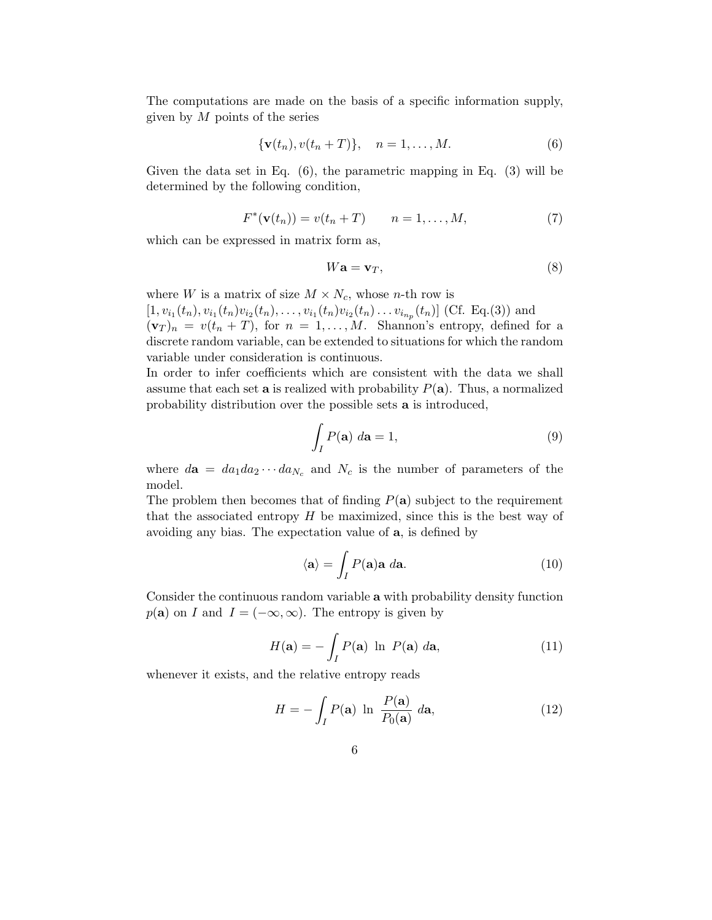The computations are made on the basis of a specific information supply, given by $M$ points of the series

$$\{\mathbf{v}(t_n), v(t_n + T)\}, \quad n = 1, \dots, M. \tag{6}$$

Given the data set in Eq. (6), the parametric mapping in Eq. (3) will be determined by the following condition,

$$F^*(\mathbf{v}(t_n)) = v(t_n + T) \qquad n = 1, \dots, M, \tag{7}$$

which can be expressed in matrix form as,

$$W\mathbf{a} = \mathbf{v}_T, \tag{8}$$

where $W$ is a matrix of size $M \times N_c$, whose $n$-th row is $[1, v_{i_1}(t_n), v_{i_1}(t_n)v_{i_2}(t_n), \dots, v_{i_1}(t_n)v_{i_2}(t_n)\dots v_{i_{n_p}}(t_n)]$ (Cf. Eq.(3)) and $(\mathbf{v}_T)_n = v(t_n + T)$, for $n = 1, \dots, M$. Shannon's entropy, defined for a discrete random variable, can be extended to situations for which the random variable under consideration is continuous.

In order to infer coefficients which are consistent with the data we shall assume that each set $\mathbf{a}$ is realized with probability $P(\mathbf{a})$. Thus, a normalized probability distribution over the possible sets $\mathbf{a}$ is introduced,

$$\int_I P(\mathbf{a}) \; d\mathbf{a} = 1, \tag{9}$$

where $d\mathbf{a} = da_1 da_2 \cdots da_{N_c}$ and $N_c$ is the number of parameters of the model.

The problem then becomes that of finding $P(\mathbf{a})$ subject to the requirement that the associated entropy $H$ be maximized, since this is the best way of avoiding any bias. The expectation value of $\mathbf{a}$, is defined by

$$\langle \mathbf{a} \rangle = \int_I P(\mathbf{a})\mathbf{a} \; d\mathbf{a}. \tag{10}$$

Consider the continuous random variable $\mathbf{a}$ with probability density function $p(\mathbf{a})$ on $I$ and $I = (-\infty, \infty)$. The entropy is given by

$$H(\mathbf{a}) = -\int_I P(\mathbf{a}) \; \ln \; P(\mathbf{a}) \; d\mathbf{a}, \tag{11}$$

whenever it exists, and the relative entropy reads

$$H = -\int_I P(\mathbf{a}) \; \ln \; \frac{P(\mathbf{a})}{P_0(\mathbf{a})} \; d\mathbf{a}, \tag{12}$$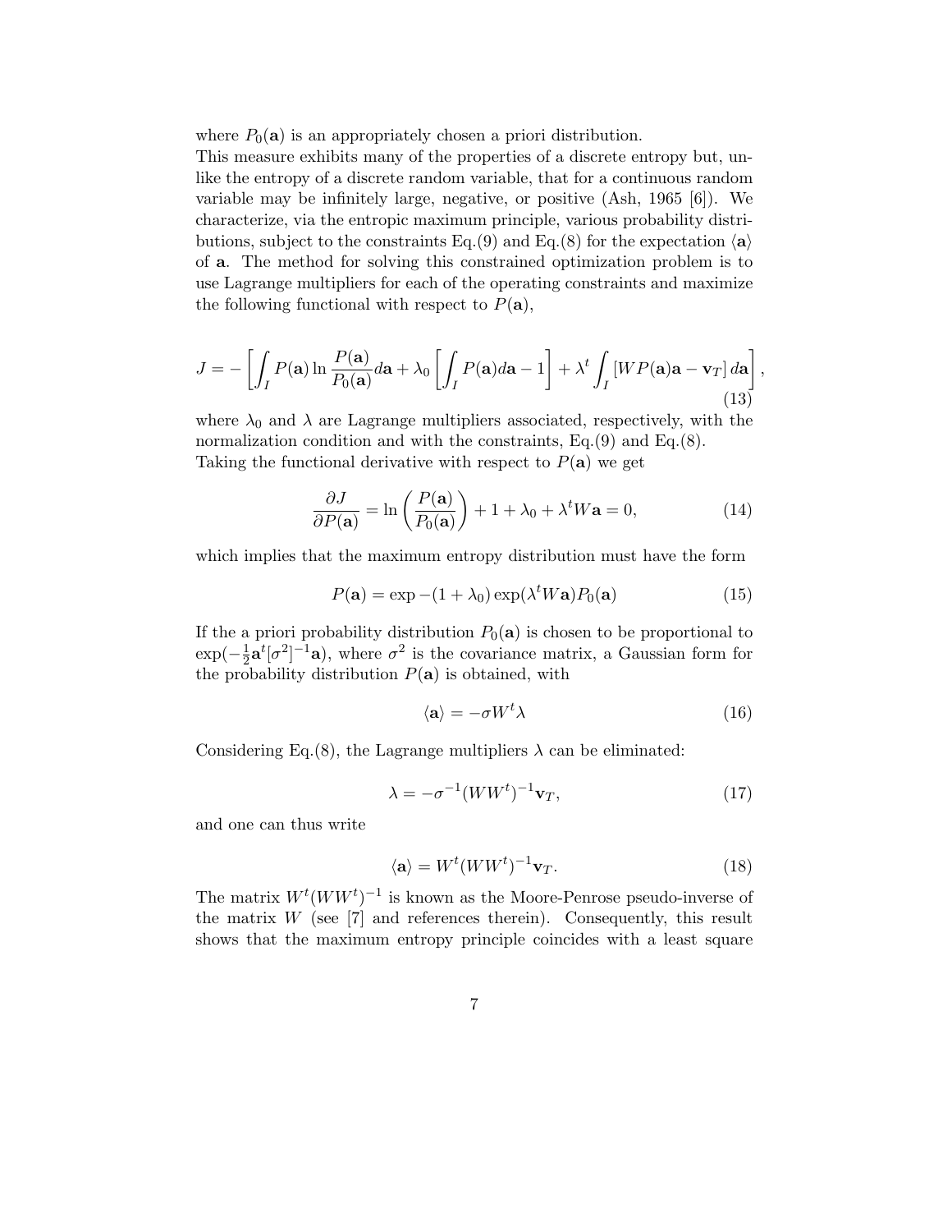where $P_0(\mathbf{a})$ is an appropriately chosen a priori distribution.
This measure exhibits many of the properties of a discrete entropy but, unlike the entropy of a discrete random variable, that for a continuous random variable may be infinitely large, negative, or positive (Ash, 1965 [6]). We characterize, via the entropic maximum principle, various probability distributions, subject to the constraints Eq.(9) and Eq.(8) for the expectation $\langle \mathbf{a} \rangle$ of $\mathbf{a}$. The method for solving this constrained optimization problem is to use Lagrange multipliers for each of the operating constraints and maximize the following functional with respect to $P(\mathbf{a})$,

$$J = -\left[ \int_I P(\mathbf{a}) \ln \frac{P(\mathbf{a})}{P_0(\mathbf{a})} d\mathbf{a} + \lambda_0 \left[ \int_I P(\mathbf{a}) d\mathbf{a} - 1 \right] + \lambda^t \int_I \left[ W P(\mathbf{a}) \mathbf{a} - \mathbf{v}_T \right] d\mathbf{a} \right], \tag{13}$$

where $\lambda_0$ and $\lambda$ are Lagrange multipliers associated, respectively, with the normalization condition and with the constraints, Eq.(9) and Eq.(8).
Taking the functional derivative with respect to $P(\mathbf{a})$ we get

$$\frac{\partial J}{\partial P(\mathbf{a})} = \ln \left( \frac{P(\mathbf{a})}{P_0(\mathbf{a})} \right) + 1 + \lambda_0 + \lambda^t W \mathbf{a} = 0, \tag{14}$$

which implies that the maximum entropy distribution must have the form

$$P(\mathbf{a}) = \exp -(1 + \lambda_0) \exp(\lambda^t W \mathbf{a}) P_0(\mathbf{a}) \tag{15}$$

If the a priori probability distribution $P_0(\mathbf{a})$ is chosen to be proportional to $\exp(-\frac{1}{2}\mathbf{a}^t[\sigma^2]^{-1}\mathbf{a})$, where $\sigma^2$ is the covariance matrix, a Gaussian form for the probability distribution $P(\mathbf{a})$ is obtained, with

$$\langle \mathbf{a} \rangle = -\sigma W^t \lambda \tag{16}$$

Considering Eq.(8), the Lagrange multipliers $\lambda$ can be eliminated:

$$\lambda = -\sigma^{-1} (W W^t)^{-1} \mathbf{v}_T, \tag{17}$$

and one can thus write

$$\langle \mathbf{a} \rangle = W^t (W W^t)^{-1} \mathbf{v}_T. \tag{18}$$

The matrix $W^t(WW^t)^{-1}$ is known as the Moore-Penrose pseudo-inverse of the matrix $W$ (see [7] and references therein). Consequently, this result shows that the maximum entropy principle coincides with a least square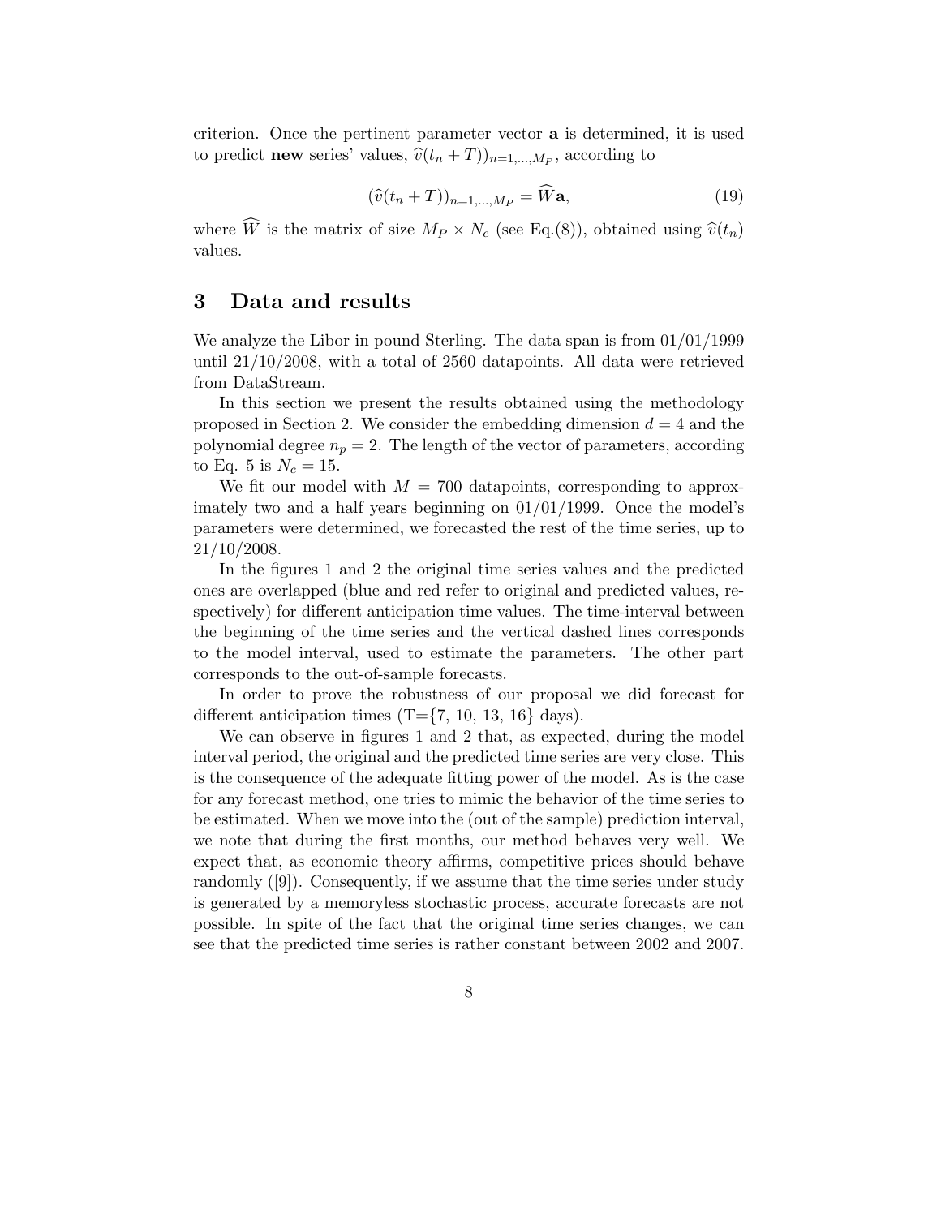criterion. Once the pertinent parameter vector $\mathbf{a}$ is determined, it is used to predict **new** series' values, $\widehat{v}(t_n + T))_{n=1,\ldots,M_P}$, according to

$$(\widehat{v}(t_n + T))_{n=1,\ldots,M_P} = \widehat{W}\mathbf{a}, \tag{19}$$

where $\widehat{W}$ is the matrix of size $M_P \times N_c$ (see Eq.(8)), obtained using $\widehat{v}(t_n)$ values.

## 3 Data and results

We analyze the Libor in pound Sterling. The data span is from 01/01/1999 until 21/10/2008, with a total of 2560 datapoints. All data were retrieved from DataStream.

In this section we present the results obtained using the methodology proposed in Section 2. We consider the embedding dimension $d = 4$ and the polynomial degree $n_p = 2$. The length of the vector of parameters, according to Eq. 5 is $N_c = 15$.

We fit our model with $M = 700$ datapoints, corresponding to approximately two and a half years beginning on 01/01/1999. Once the model's parameters were determined, we forecasted the rest of the time series, up to 21/10/2008.

In the figures 1 and 2 the original time series values and the predicted ones are overlapped (blue and red refer to original and predicted values, respectively) for different anticipation time values. The time-interval between the beginning of the time series and the vertical dashed lines corresponds to the model interval, used to estimate the parameters. The other part corresponds to the out-of-sample forecasts.

In order to prove the robustness of our proposal we did forecast for different anticipation times (T={7, 10, 13, 16} days).

We can observe in figures 1 and 2 that, as expected, during the model interval period, the original and the predicted time series are very close. This is the consequence of the adequate fitting power of the model. As is the case for any forecast method, one tries to mimic the behavior of the time series to be estimated. When we move into the (out of the sample) prediction interval, we note that during the first months, our method behaves very well. We expect that, as economic theory affirms, competitive prices should behave randomly ([9]). Consequently, if we assume that the time series under study is generated by a memoryless stochastic process, accurate forecasts are not possible. In spite of the fact that the original time series changes, we can see that the predicted time series is rather constant between 2002 and 2007.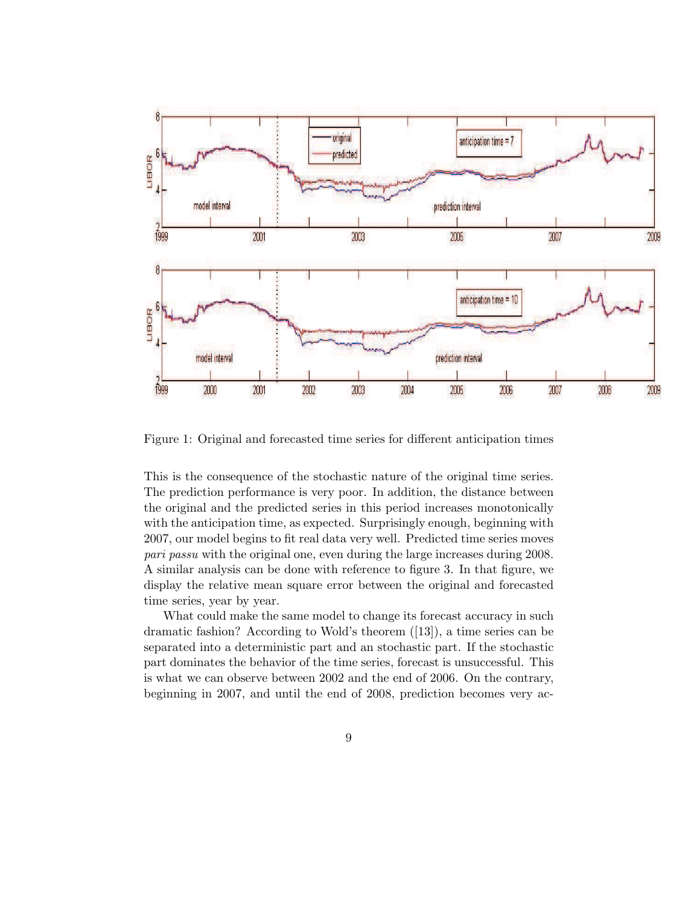Figure 1: Original and forecasted time series for different anticipation times

This is the consequence of the stochastic nature of the original time series. The prediction performance is very poor. In addition, the distance between the original and the predicted series in this period increases monotonically with the anticipation time, as expected. Surprisingly enough, beginning with 2007, our model begins to fit real data very well. Predicted time series moves *pari passu* with the original one, even during the large increases during 2008. A similar analysis can be done with reference to figure 3. In that figure, we display the relative mean square error between the original and forecasted time series, year by year.

What could make the same model to change its forecast accuracy in such dramatic fashion? According to Wold's theorem ([13]), a time series can be separated into a deterministic part and an stochastic part. If the stochastic part dominates the behavior of the time series, forecast is unsuccessful. This is what we can observe between 2002 and the end of 2006. On the contrary, beginning in 2007, and until the end of 2008, prediction becomes very ac-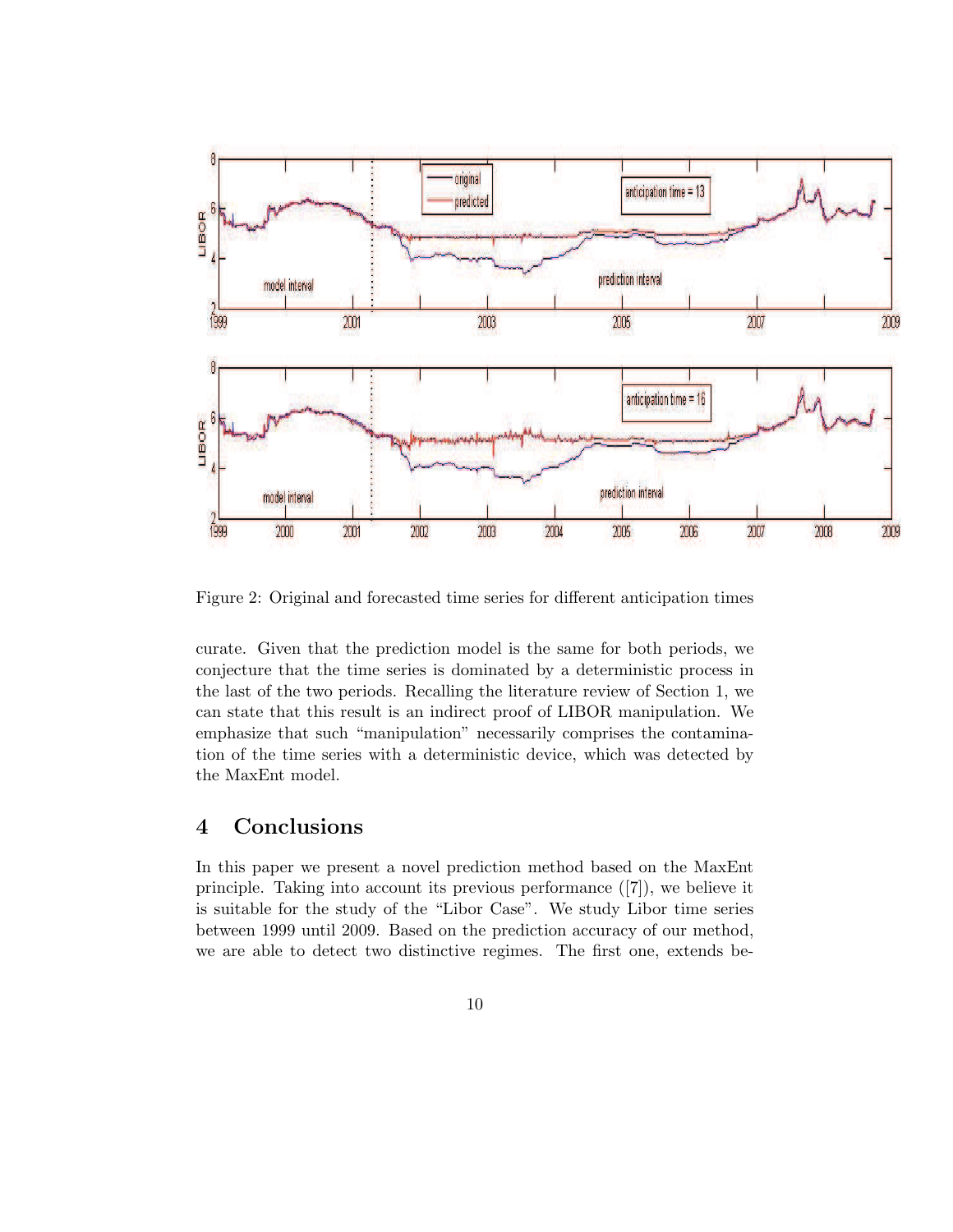Figure 2: Original and forecasted time series for different anticipation times

curate. Given that the prediction model is the same for both periods, we conjecture that the time series is dominated by a deterministic process in the last of the two periods. Recalling the literature review of Section 1, we can state that this result is an indirect proof of LIBOR manipulation. We emphasize that such "manipulation" necessarily comprises the contamination of the time series with a deterministic device, which was detected by the MaxEnt model.

## 4 Conclusions

In this paper we present a novel prediction method based on the MaxEnt principle. Taking into account its previous performance ([7]), we believe it is suitable for the study of the "Libor Case". We study Libor time series between 1999 until 2009. Based on the prediction accuracy of our method, we are able to detect two distinctive regimes. The first one, extends be-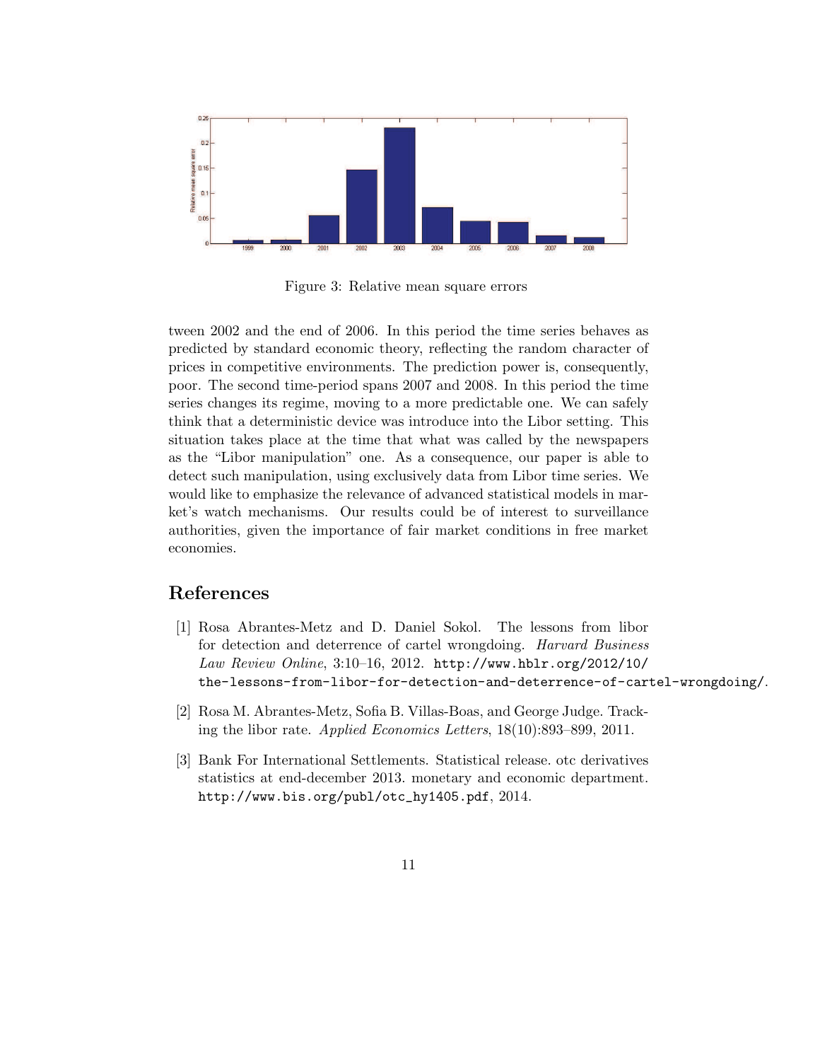Figure 3: Relative mean square errors

tween 2002 and the end of 2006. In this period the time series behaves as predicted by standard economic theory, reflecting the random character of prices in competitive environments. The prediction power is, consequently, poor. The second time-period spans 2007 and 2008. In this period the time series changes its regime, moving to a more predictable one. We can safely think that a deterministic device was introduce into the Libor setting. This situation takes place at the time that what was called by the newspapers as the "Libor manipulation" one. As a consequence, our paper is able to detect such manipulation, using exclusively data from Libor time series. We would like to emphasize the relevance of advanced statistical models in market's watch mechanisms. Our results could be of interest to surveillance authorities, given the importance of fair market conditions in free market economies.

## References

[1] Rosa Abrantes-Metz and D. Daniel Sokol. The lessons from libor for detection and deterrence of cartel wrongdoing. *Harvard Business Law Review Online*, 3:10–16, 2012. `http://www.hblr.org/2012/10/the-lessons-from-libor-for-detection-and-deterrence-of-cartel-wrongdoing/`.

[2] Rosa M. Abrantes-Metz, Sofia B. Villas-Boas, and George Judge. Tracking the libor rate. *Applied Economics Letters*, 18(10):893–899, 2011.

[3] Bank For International Settlements. Statistical release. otc derivatives statistics at end-december 2013. monetary and economic department. `http://www.bis.org/publ/otc_hy1405.pdf`, 2014.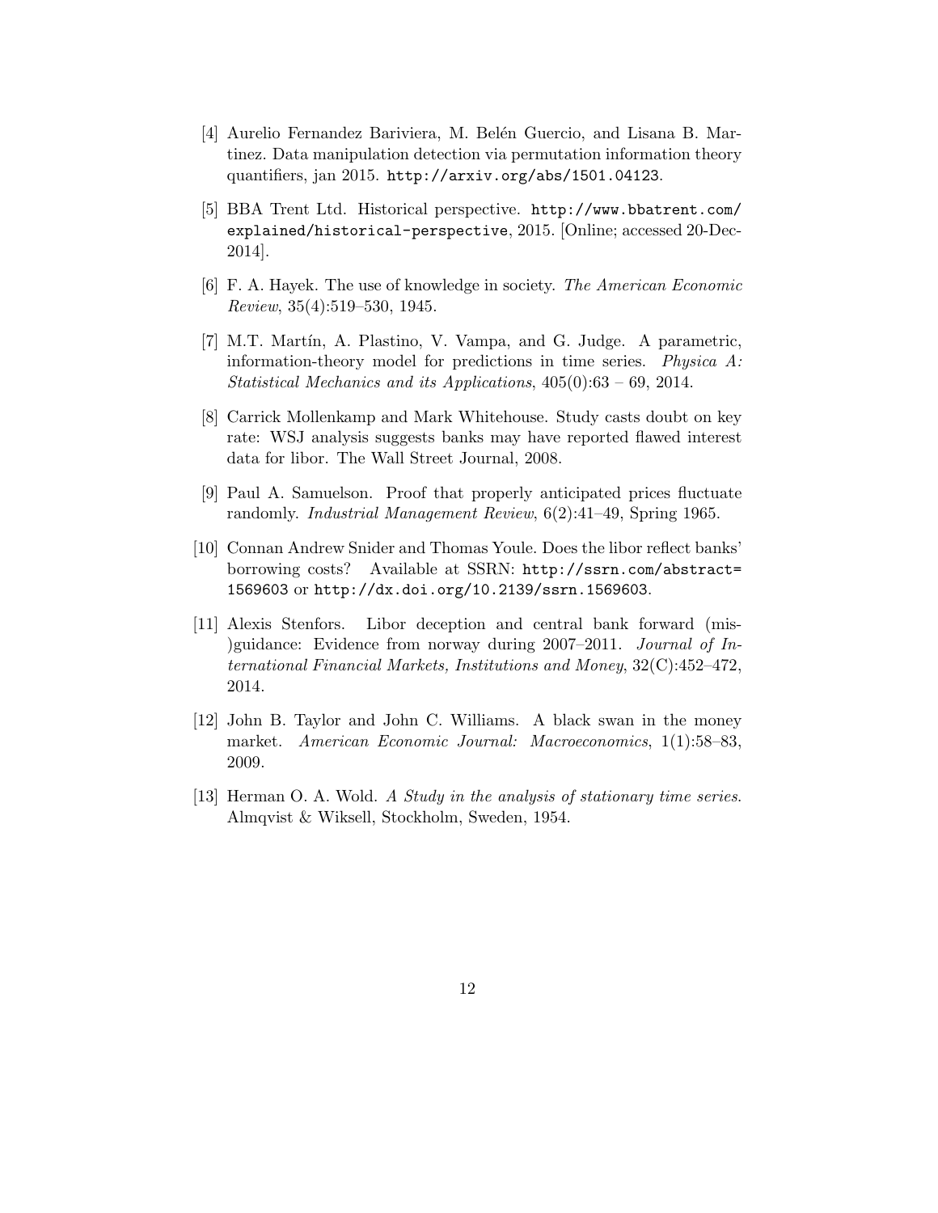[4] Aurelio Fernandez Bariviera, M. Belén Guercio, and Lisana B. Martinez. Data manipulation detection via permutation information theory quantifiers, jan 2015. http://arxiv.org/abs/1501.04123.

[5] BBA Trent Ltd. Historical perspective. http://www.bbatrent.com/explained/historical-perspective, 2015. [Online; accessed 20-Dec-2014].

[6] F. A. Hayek. The use of knowledge in society. *The American Economic Review*, 35(4):519–530, 1945.

[7] M.T. Martín, A. Plastino, V. Vampa, and G. Judge. A parametric, information-theory model for predictions in time series. *Physica A: Statistical Mechanics and its Applications*, 405(0):63 – 69, 2014.

[8] Carrick Mollenkamp and Mark Whitehouse. Study casts doubt on key rate: WSJ analysis suggests banks may have reported flawed interest data for libor. The Wall Street Journal, 2008.

[9] Paul A. Samuelson. Proof that properly anticipated prices fluctuate randomly. *Industrial Management Review*, 6(2):41–49, Spring 1965.

[10] Connan Andrew Snider and Thomas Youle. Does the libor reflect banks' borrowing costs? Available at SSRN: http://ssrn.com/abstract=1569603 or http://dx.doi.org/10.2139/ssrn.1569603.

[11] Alexis Stenfors. Libor deception and central bank forward (mis-)guidance: Evidence from norway during 2007–2011. *Journal of International Financial Markets, Institutions and Money*, 32(C):452–472, 2014.

[12] John B. Taylor and John C. Williams. A black swan in the money market. *American Economic Journal: Macroeconomics*, 1(1):58–83, 2009.

[13] Herman O. A. Wold. *A Study in the analysis of stationary time series*. Almqvist & Wiksell, Stockholm, Sweden, 1954.